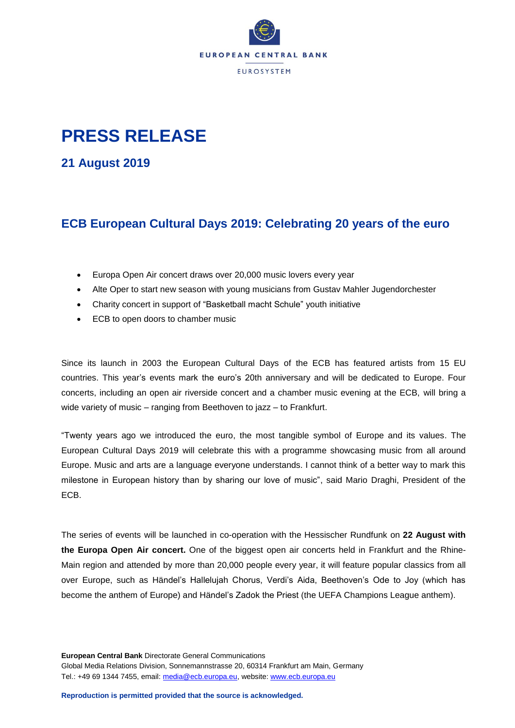EUROPEAN CENTRAL BANK

EUROSYSTEM

# PRESS RELEASE

## 21 August 2019

## ECB European Cultural Days 2019: Celebrating 20 years of the euro

- Europa Open Air concert draws over 20,000 music lovers every year
- Alte Oper to start new season with young musicians from Gustav Mahler Jugendorchester
- Charity concert in support of "Basketball macht Schule" youth initiative
- ECB to open doors to chamber music

Since its launch in 2003 the European Cultural Days of the ECB has featured artists from 15 EU countries. This year's events mark the euro's 20th anniversary and will be dedicated to Europe. Four concerts, including an open air riverside concert and a chamber music evening at the ECB, will bring a wide variety of music – ranging from Beethoven to jazz – to Frankfurt.

"Twenty years ago we introduced the euro, the most tangible symbol of Europe and its values. The European Cultural Days 2019 will celebrate this with a programme showcasing music from all around Europe. Music and arts are a language everyone understands. I cannot think of a better way to mark this milestone in European history than by sharing our love of music", said Mario Draghi, President of the ECB.

The series of events will be launched in co-operation with the Hessischer Rundfunk on **22 August with the Europa Open Air concert.** One of the biggest open air concerts held in Frankfurt and the Rhine-Main region and attended by more than 20,000 people every year, it will feature popular classics from all over Europe, such as Händel's Hallelujah Chorus, Verdi's Aida, Beethoven's Ode to Joy (which has become the anthem of Europe) and Händel's Zadok the Priest (the UEFA Champions League anthem).

**European Central Bank** Directorate General Communications
Global Media Relations Division, Sonnemannstrasse 20, 60314 Frankfurt am Main, Germany
Tel.: +49 69 1344 7455, email: media@ecb.europa.eu, website: www.ecb.europa.eu

**Reproduction is permitted provided that the source is acknowledged.**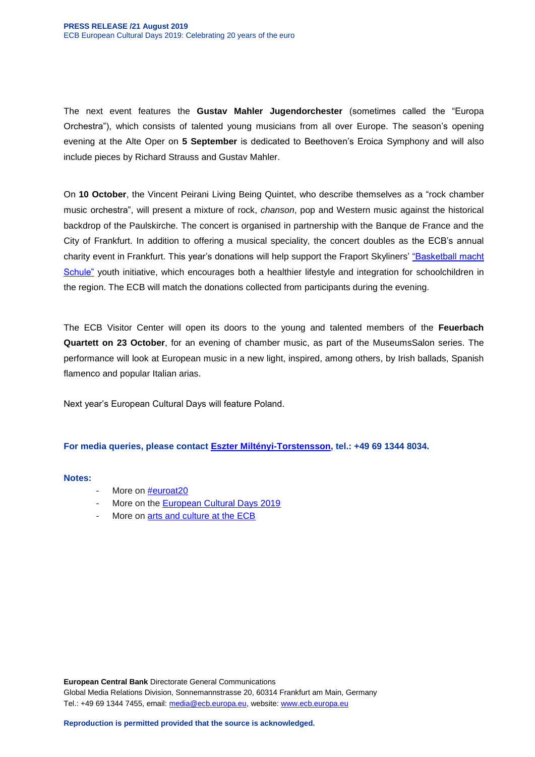The next event features the **Gustav Mahler Jugendorchester** (sometimes called the "Europa Orchestra"), which consists of talented young musicians from all over Europe. The season's opening evening at the Alte Oper on **5 September** is dedicated to Beethoven's Eroica Symphony and will also include pieces by Richard Strauss and Gustav Mahler.

On **10 October**, the Vincent Peirani Living Being Quintet, who describe themselves as a "rock chamber music orchestra", will present a mixture of rock, *chanson*, pop and Western music against the historical backdrop of the Paulskirche. The concert is organised in partnership with the Banque de France and the City of Frankfurt. In addition to offering a musical speciality, the concert doubles as the ECB's annual charity event in Frankfurt. This year's donations will help support the Fraport Skyliners' "Basketball macht Schule" youth initiative, which encourages both a healthier lifestyle and integration for schoolchildren in the region. The ECB will match the donations collected from participants during the evening.

The ECB Visitor Center will open its doors to the young and talented members of the **Feuerbach Quartett on 23 October**, for an evening of chamber music, as part of the MuseumsSalon series. The performance will look at European music in a new light, inspired, among others, by Irish ballads, Spanish flamenco and popular Italian arias.

Next year's European Cultural Days will feature Poland.

**For media queries, please contact Eszter Miltényi-Torstensson, tel.: +49 69 1344 8034.**

**Notes:**

- More on #euroat20
- More on the European Cultural Days 2019
- More on arts and culture at the ECB

**European Central Bank** Directorate General Communications
Global Media Relations Division, Sonnemannstrasse 20, 60314 Frankfurt am Main, Germany
Tel.: +49 69 1344 7455, email: media@ecb.europa.eu, website: www.ecb.europa.eu

**Reproduction is permitted provided that the source is acknowledged.**